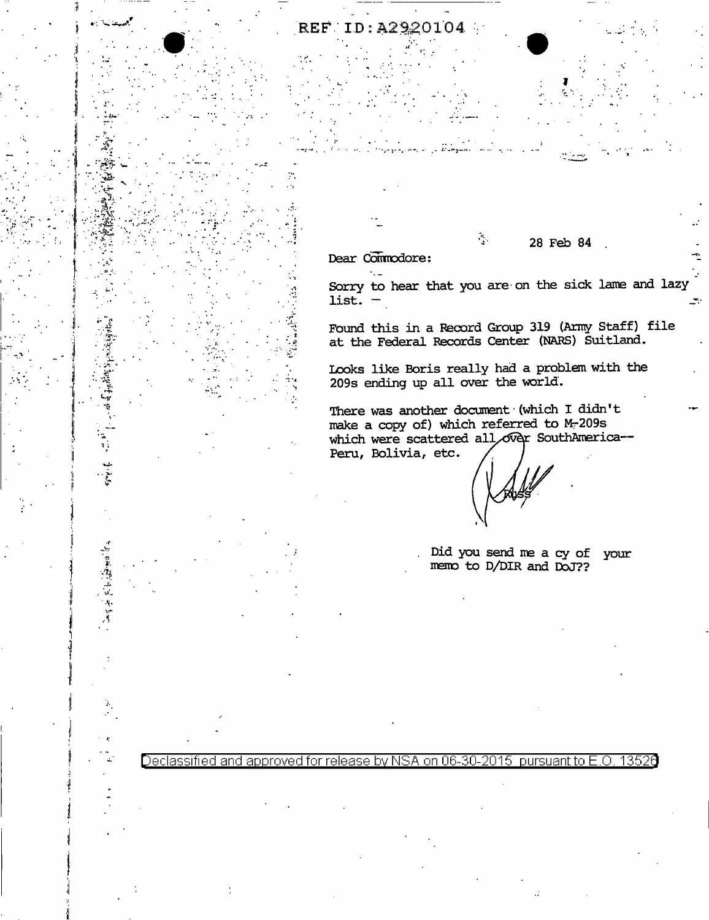REF ID:A2920104

28 Feb 84

Dear Commodore:

Sorry to hear that you are on the sick lame and lazy list. –

Found this in a Record Group 319 (Army Staff) file at the Federal Records Center (NARS) Suitland.

Looks like Boris really had a problem with the 209s ending up all over the world.

There was another document (which I didn't make a copy of) which referred to M-209s which were scattered all over SouthAmerica-- Peru, Bolivia, etc.

Russ

Did you send me a cy of your memo to D/DIR and DoJ??

Declassified and approved for release by NSA on 06-30-2015 pursuant to E.O. 13526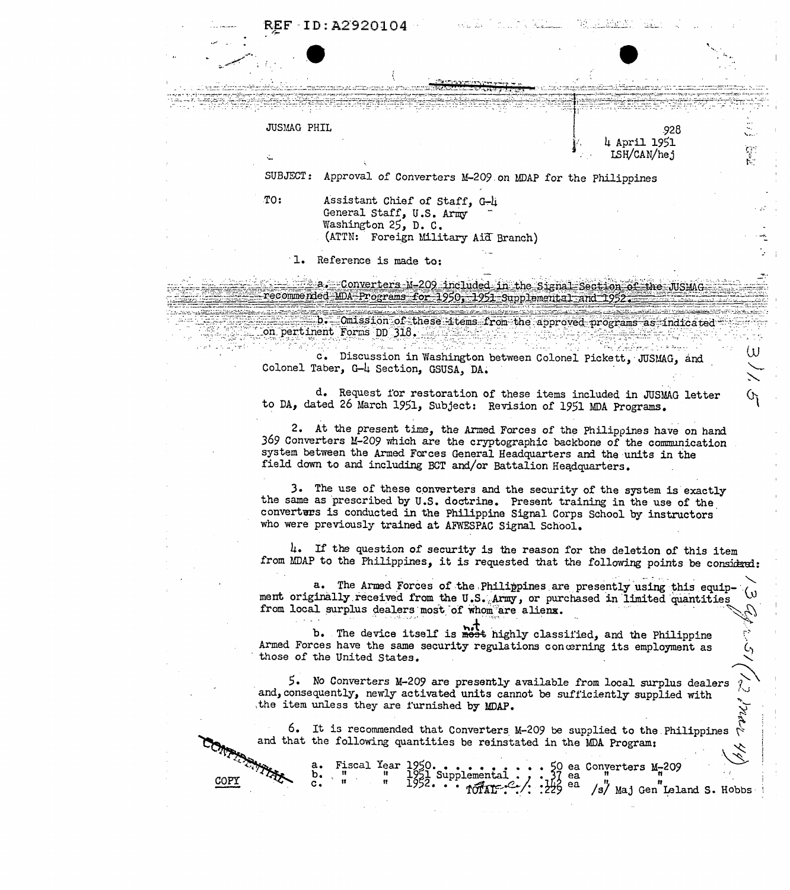REF ID:A2920104

JUSMAG PHIL

928
4 April 1951
LSH/CAN/hej

SUBJECT: Approval of Converters M-209 on MDAP for the Philippines

TO: Assistant Chief of Staff, G-4
General Staff, U.S. Army
Washington 25, D. C.
(ATTN: Foreign Military Aid Branch)

1. Reference is made to:

a. Converters M-209 included in the Signal Section of the JUSMAG recommended MDA Programs for 1950, 1951 Supplemental and 1952.

b. Omission of these items from the approved programs as indicated on pertinent Forms DD 318.

c. Discussion in Washington between Colonel Pickett, JUSMAG, and Colonel Taber, G-4 Section, GSUSA, DA.

d. Request for restoration of these items included in JUSMAG letter to DA, dated 26 March 1951, Subject: Revision of 1951 MDA Programs.

2. At the present time, the Armed Forces of the Philippines have on hand 369 Converters M-209 which are the cryptographic backbone of the communication system between the Armed Forces General Headquarters and the units in the field down to and including BCT and/or Battalion Headquarters.

3. The use of these converters and the security of the system is exactly the same as prescribed by U.S. doctrine. Present training in the use of the converters is conducted in the Philippine Signal Corps School by instructors who were previously trained at AFWESPAC Signal School.

4. If the question of security is the reason for the deletion of this item from MDAP to the Philippines, it is requested that the following points be considered:

a. The Armed Forces of the Philippines are presently using this equipment originally received from the U.S. Army, or purchased in limited quantities from local surplus dealers most of whom are aliens.

b. The device itself is not highly classified, and the Philippine Armed Forces have the same security regulations concerning its employment as those of the United States.

5. No Converters M-209 are presently available from local surplus dealers and, consequently, newly activated units cannot be sufficiently supplied with the item unless they are furnished by MDAP.

6. It is recommended that Converters M-209 be supplied to the Philippines and that the following quantities be reinstated in the MDA Program:

a. Fiscal Year 1950. . . . . . . . . . 50 ea Converters M-209
b. " " 1951 Supplemental . . 37 ea " "
c. " " 1952. . . . . . . . . 142 ea " "
TOTAL . . . . 229 ea

/s/ Maj Gen Leland S. Hobbs

CONFIDENTIAL

COPY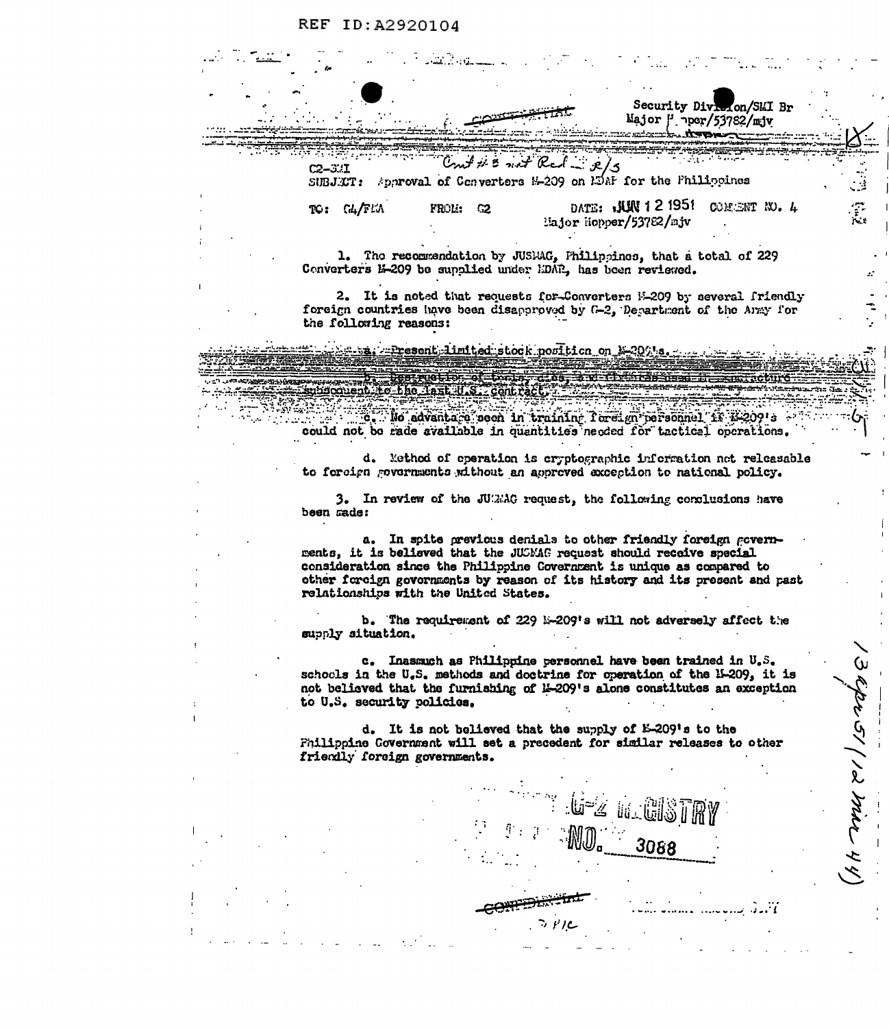REF ID:A2920104

CONFIDENTIAL

Security Division/SMI Br
Major H. per/53782/mjv

C2-SMI
Cmt #3 not Rel - e/5

SUBJECT: Approval of Converters M-209 on MDAP for the Philippines

TO: G4/FEA FROM: G2 DATE: JUN 12 1951 COMMENT NO. 4
Major Hopper/53782/mjv

1. The recommendation by JUSMAG, Philippines, that a total of 229 Converters M-209 be supplied under MDAP, has been reviewed.

2. It is noted that requests for Converters M-209 by several friendly foreign countries have been disapproved by G-2, Department of the Army for the following reasons:

a. Present limited stock position on M-209's.

b. Destruction of tools, dies, and fixtures used in manufacture subsequent to the last U.S. contract.

c. No advantage seen in training foreign personnel if M-209's could not be made available in quantities needed for tactical operations.

d. Method of operation is cryptographic information not releasable to foreign governments without an approved exception to national policy.

3. In review of the JUSMAG request, the following conclusions have been made:

a. In spite previous denials to other friendly foreign governments, it is believed that the JUSMAG request should receive special consideration since the Philippine Government is unique as compared to other foreign governments by reason of its history and its present and past relationships with the United States.

b. The requirement of 229 M-209's will not adversely affect the supply situation.

c. Inasmuch as Philippine personnel have been trained in U.S. schools in the U.S. methods and doctrine for operation of the M-209, it is not believed that the furnishing of M-209's alone constitutes an exception to U.S. security policies.

d. It is not believed that the supply of M-209's to the Philippine Government will set a precedent for similar releases to other friendly foreign governments.

G-2 REGISTRY
NO. 3088

(30 Apr 51 / 12 Mar 44)

CONFIDENTIAL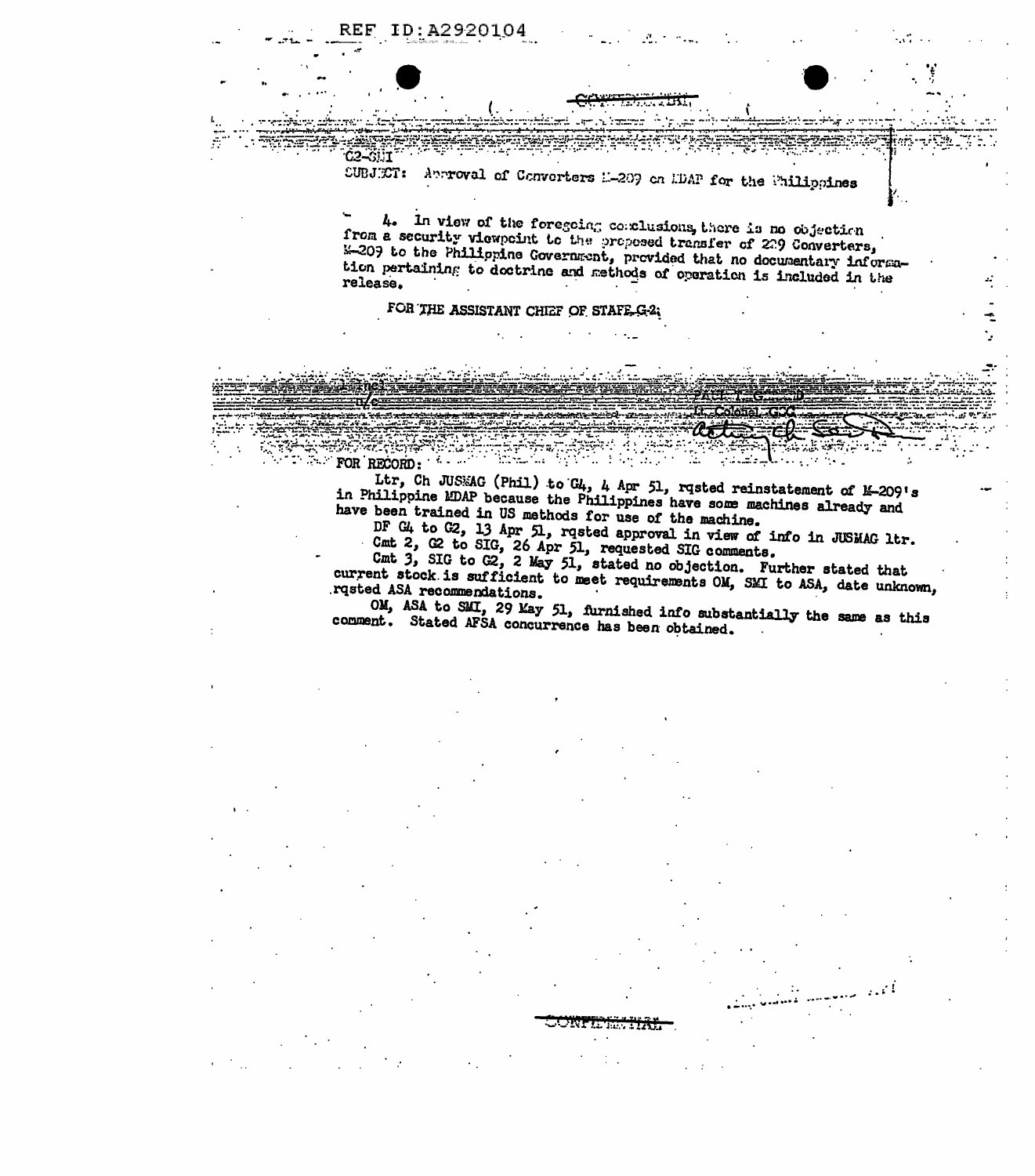CONFIDENTIAL

G2-SMI

SUBJECT: Approval of Converters M-209 on MDAP for the Philippines

4. In view of the foregoing conclusions, there is no objection from a security viewpoint to the proposed transfer of 229 Converters, M-209 to the Philippine Government, provided that no documentary information pertaining to doctrine and methods of operation is included in the release.

FOR THE ASSISTANT CHIEF OF STAFF, G-2:

Incl
n/c

PAUL T. GARROD
Lt Colonel, GSC
Acting Ch Sec

FOR RECORD:

Ltr, Ch JUSMAG (Phil) to G4, 4 Apr 51, rqsted reinstatement of M-209's in Philippine MDAP because the Philippines have some machines already and have been trained in US methods for use of the machine.

DF G4 to G2, 13 Apr 51, rqsted approval in view of info in JUSMAG ltr.

Cmt 2, G2 to SIG, 26 Apr 51, requested SIG comments.

Cmt 3, SIG to G2, 2 May 51, stated no objection. Further stated that current stock is sufficient to meet requirements OM, SMI to ASA, date unknown, rqsted ASA recommendations.

OM, ASA to SMI, 29 May 51, furnished info substantially the same as this comment. Stated AFSA concurrence has been obtained.

CONFIDENTIAL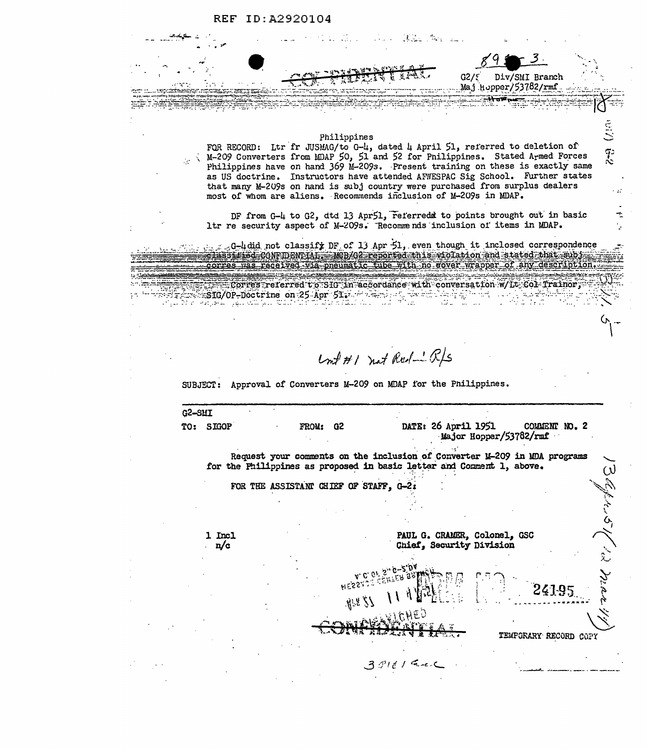REF ID:A2920104

CONFIDENTIAL

89 3.

G2/S Div/SMI Branch
Maj Hopper/53782/rmf

Philippines

FOR RECORD: Ltr fr JUSMAG/to G-4, dated 4 April 51, referred to deletion of M-209 Converters from MDAP 50, 51 and 52 for Philippines. Stated Armed Forces Philippines have on hand 369 M-209s. Present training on these is exactly same as US doctrine. Instructors have attended AFWESPAC Sig School. Further states that many M-209s on hand is subj country were purchased from surplus dealers most of whom are aliens. Recommends inclusion of M-209s in MDAP.

DF from G-4 to G2, dtd 13 Apr51, referred to points brought out in basic ltr re security aspect of M-209s. Recommends inclusion of items in MDAP.

G-4 did not classify DF of 13 Apr 51, even though it inclosed correspondence classified CONFIDENTIAL. MCB/G2 reported this violation and stated that subj corres was received via pneumatic tube with no cover wrapper of any description.

Corres referred to SIG in accordance with conversation w/Lt Col Trainor, SIG/OP-Doctrine on 25 Apr 51.

Cmt #1 not Recd R/S

SUBJECT: Approval of Converters M-209 on MDAP for the Philippines.

G2-SMI

TO: SIGOP FROM: G2 DATE: 26 April 1951 COMMENT NO. 2
Major Hopper/53782/rmf

Request your comments on the inclusion of Converter M-209 in MDA programs for the Philippines as proposed in basic letter and Comment 1, above.

FOR THE ASSISTANT CHIEF OF STAFF, G-2:

1 Incl
n/c

PAUL G. CRAMER, Colonel, GSC
Chief, Security Division

24195

CONFIDENTIAL

TEMPORARY RECORD COPY